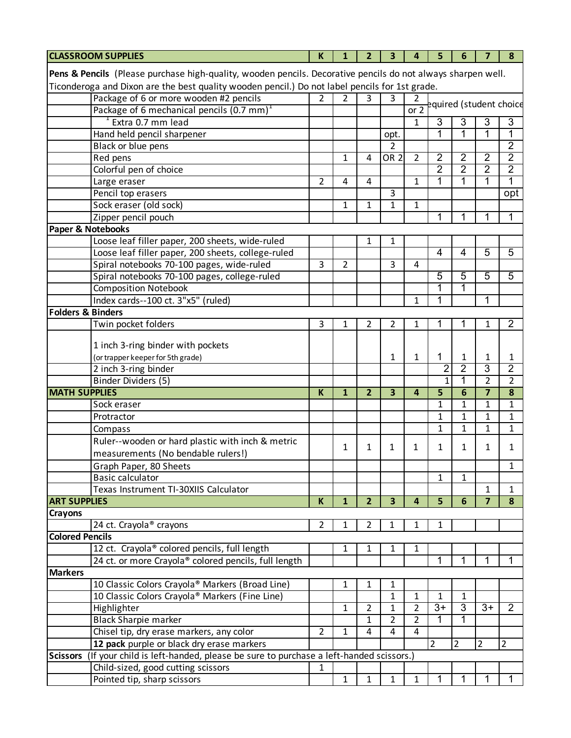| CLASSROOM SUPPLIES | | K | 1 | 2 | 3 | 4 | 5 | 6 | 7 | 8 |
|---|---|---|---|---|---|---|---|---|---|---|
| **Pens & Pencils** (Please purchase high-quality, wooden pencils. Decorative pencils do not always sharpen well. Ticonderoga and Dixon are the best quality wooden pencil.) Do not label pencils for 1st grade. | | | | | | | | | | |
| | Package of 6 or more wooden #2 pencils | 2 | 2 | 3 | 3 | 2 | equired (student choice | | | |
| | Package of 6 mechanical pencils (0.7 mm)[1] | | | | | or 2 | | | | |
| | [1] Extra 0.7 mm lead | | | | | 1 | 3 | 3 | 3 | 3 |
| | Hand held pencil sharpener | | | | opt. | | 1 | 1 | 1 | 1 |
| | Black or blue pens | | | | 2 | | | | | 2 |
| | Red pens | | 1 | 4 | OR 2 | 2 | 2 | 2 | 2 | 2 |
| | Colorful pen of choice | | | | | | 2 | 2 | 2 | 2 |
| | Large eraser | 2 | 4 | 4 | | 1 | 1 | 1 | 1 | 1 |
| | Pencil top erasers | | | | 3 | | | | | opt |
| | Sock eraser (old sock) | | 1 | 1 | 1 | 1 | | | | |
| | Zipper pencil pouch | | | | | | 1 | 1 | 1 | 1 |
| **Paper & Notebooks** | | | | | | | | | | |
| | Loose leaf filler paper, 200 sheets, wide-ruled | | | 1 | 1 | | | | | |
| | Loose leaf filler paper, 200 sheets, college-ruled | | | | | | 4 | 4 | 5 | 5 |
| | Spiral notebooks 70-100 pages, wide-ruled | 3 | 2 | | 3 | 4 | | | | |
| | Spiral notebooks 70-100 pages, college-ruled | | | | | | 5 | 5 | 5 | 5 |
| | Composition Notebook | | | | | | 1 | 1 | | |
| | Index cards--100 ct. 3"x5" (ruled) | | | | | 1 | 1 | | 1 | |
| **Folders & Binders** | | | | | | | | | | |
| | Twin pocket folders | 3 | 1 | 2 | 2 | 1 | 1 | 1 | 1 | 2 |
| | 1 inch 3-ring binder with pockets (or trapper keeper for 5th grade) | | | | 1 | 1 | 1 | 1 | 1 | 1 |
| | 2 inch 3-ring binder | | | | | | 2 | 2 | 3 | 2 |
| | Binder Dividers (5) | | | | | | 1 | 1 | 2 | 2 |
| **MATH SUPPLIES** | | **K** | **1** | **2** | **3** | **4** | **5** | **6** | **7** | **8** |
| | Sock eraser | | | | | | 1 | 1 | 1 | 1 |
| | Protractor | | | | | | 1 | 1 | 1 | 1 |
| | Compass | | | | | | 1 | 1 | 1 | 1 |
| | Ruler--wooden or hard plastic with inch & metric measurements (No bendable rulers!) | | 1 | 1 | 1 | 1 | 1 | 1 | 1 | 1 |
| | Graph Paper, 80 Sheets | | | | | | | | | 1 |
| | Basic calculator | | | | | | 1 | 1 | | |
| | Texas Instrument TI-30XIIS Calculator | | | | | | | | 1 | 1 |
| **ART SUPPLIES** | | **K** | **1** | **2** | **3** | **4** | **5** | **6** | **7** | **8** |
| **Crayons** | | | | | | | | | | |
| | 24 ct. Crayola® crayons | 2 | 1 | 2 | 1 | 1 | 1 | | | |
| **Colored Pencils** | | | | | | | | | | |
| | 12 ct. Crayola® colored pencils, full length | | 1 | 1 | 1 | 1 | | | | |
| | 24 ct. or more Crayola® colored pencils, full length | | | | | | 1 | 1 | 1 | 1 |
| **Markers** | | | | | | | | | | |
| | 10 Classic Colors Crayola® Markers (Broad Line) | | 1 | 1 | 1 | | | | | |
| | 10 Classic Colors Crayola® Markers (Fine Line) | | | | 1 | 1 | 1 | 1 | | |
| | Highlighter | | 1 | 2 | 1 | 2 | 3+ | 3 | 3+ | 2 |
| | Black Sharpie marker | | | 1 | 2 | 2 | 1 | 1 | | |
| | Chisel tip, dry erase markers, any color | 2 | 1 | 4 | 4 | 4 | | | | |
| | **12 pack** purple or black dry erase markers | | | | | | 2 | 2 | 2 | 2 |
| **Scissors** (If your child is left-handed, please be sure to purchase a left-handed scissors.) | | | | | | | | | | |
| | Child-sized, good cutting scissors | 1 | | | | | | | | |
| | Pointed tip, sharp scissors | | 1 | 1 | 1 | 1 | 1 | 1 | 1 | 1 |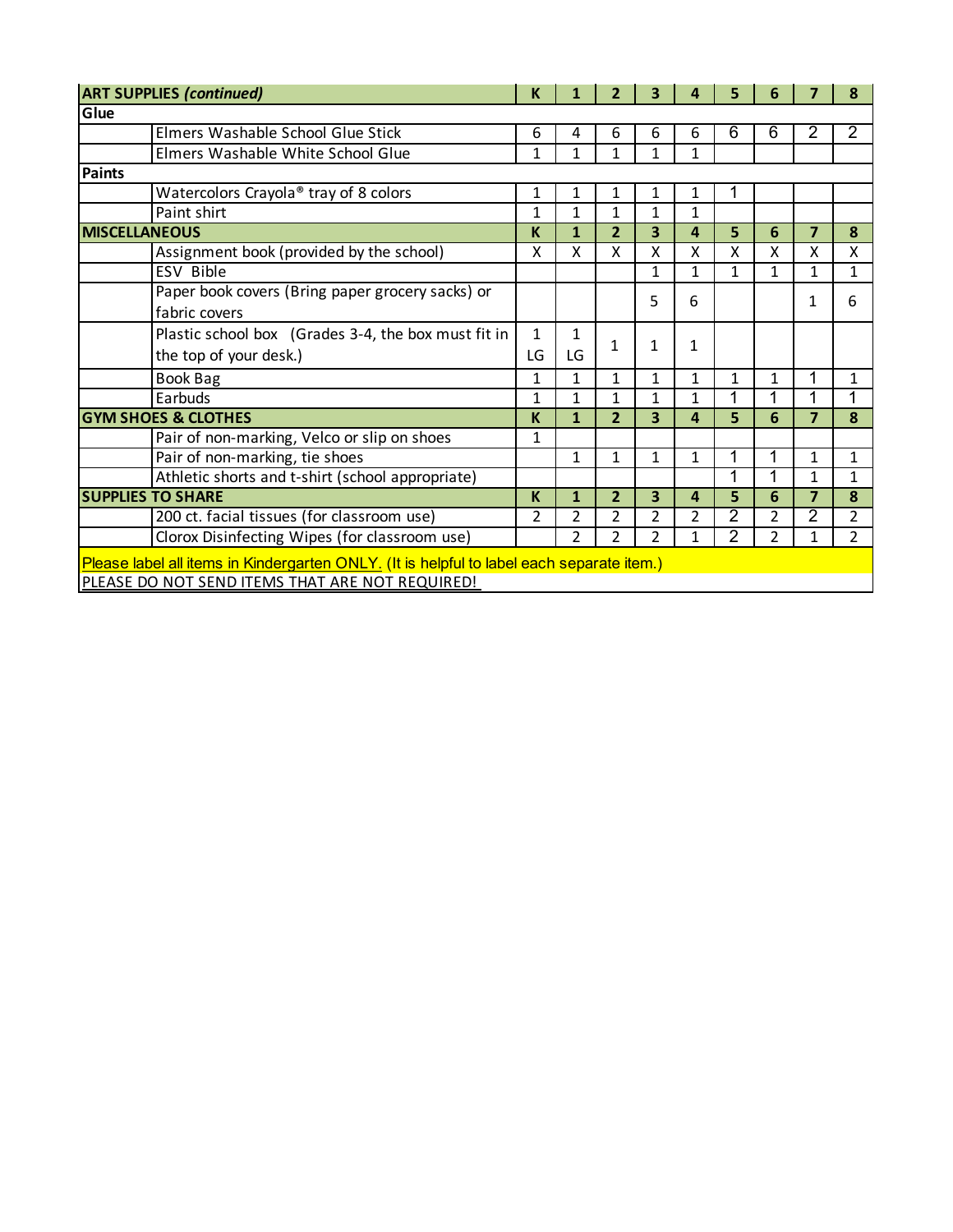| ART SUPPLIES *(continued)* | | K | 1 | 2 | 3 | 4 | 5 | 6 | 7 | 8 |
|---|---|---|---|---|---|---|---|---|---|---|
| **Glue** | | | | | | | | | | |
| | Elmers Washable School Glue Stick | 6 | 4 | 6 | 6 | 6 | 6 | 6 | 2 | 2 |
| | Elmers Washable White School Glue | 1 | 1 | 1 | 1 | 1 | | | | |
| **Paints** | | | | | | | | | | |
| | Watercolors Crayola® tray of 8 colors | 1 | 1 | 1 | 1 | 1 | 1 | | | |
| | Paint shirt | 1 | 1 | 1 | 1 | 1 | | | | |
| **MISCELLANEOUS** | | **K** | **1** | **2** | **3** | **4** | **5** | **6** | **7** | **8** |
| | Assignment book (provided by the school) | X | X | X | X | X | X | X | X | X |
| | ESV Bible | | | | 1 | 1 | 1 | 1 | 1 | 1 |
| | Paper book covers (Bring paper grocery sacks) or fabric covers | | | | 5 | 6 | | | 1 | 6 |
| | Plastic school box (Grades 3-4, the box must fit in the top of your desk.) | 1 LG | 1 LG | 1 | 1 | 1 | | | | |
| | Book Bag | 1 | 1 | 1 | 1 | 1 | 1 | 1 | 1 | 1 |
| | Earbuds | 1 | 1 | 1 | 1 | 1 | 1 | 1 | 1 | 1 |
| **GYM SHOES & CLOTHES** | | **K** | **1** | **2** | **3** | **4** | **5** | **6** | **7** | **8** |
| | Pair of non-marking, Velco or slip on shoes | 1 | | | | | | | | |
| | Pair of non-marking, tie shoes | | 1 | 1 | 1 | 1 | 1 | 1 | 1 | 1 |
| | Athletic shorts and t-shirt (school appropriate) | | | | | | 1 | 1 | 1 | 1 |
| **SUPPLIES TO SHARE** | | **K** | **1** | **2** | **3** | **4** | **5** | **6** | **7** | **8** |
| | 200 ct. facial tissues (for classroom use) | 2 | 2 | 2 | 2 | 2 | 2 | 2 | 2 | 2 |
| | Clorox Disinfecting Wipes (for classroom use) | | 2 | 2 | 2 | 1 | 2 | 2 | 1 | 2 |

Please label all items in Kindergarten ONLY. (It is helpful to label each separate item.)

PLEASE DO NOT SEND ITEMS THAT ARE NOT REQUIRED!